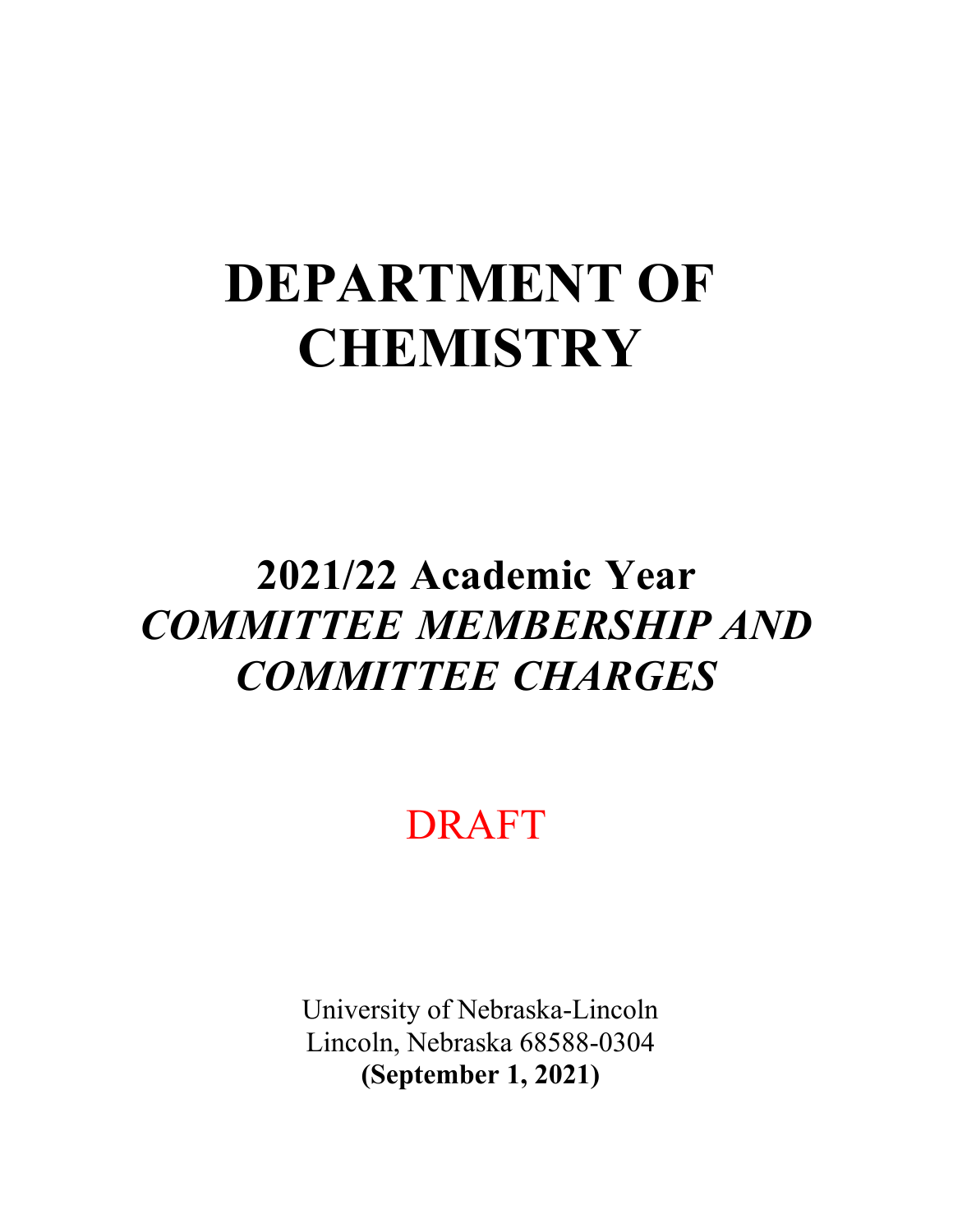# DEPARTMENT OF CHEMISTRY

## 2021/22 Academic Year
## *COMMITTEE MEMBERSHIP AND COMMITTEE CHARGES*

DRAFT

University of Nebraska-Lincoln
Lincoln, Nebraska 68588-0304
**(September 1, 2021)**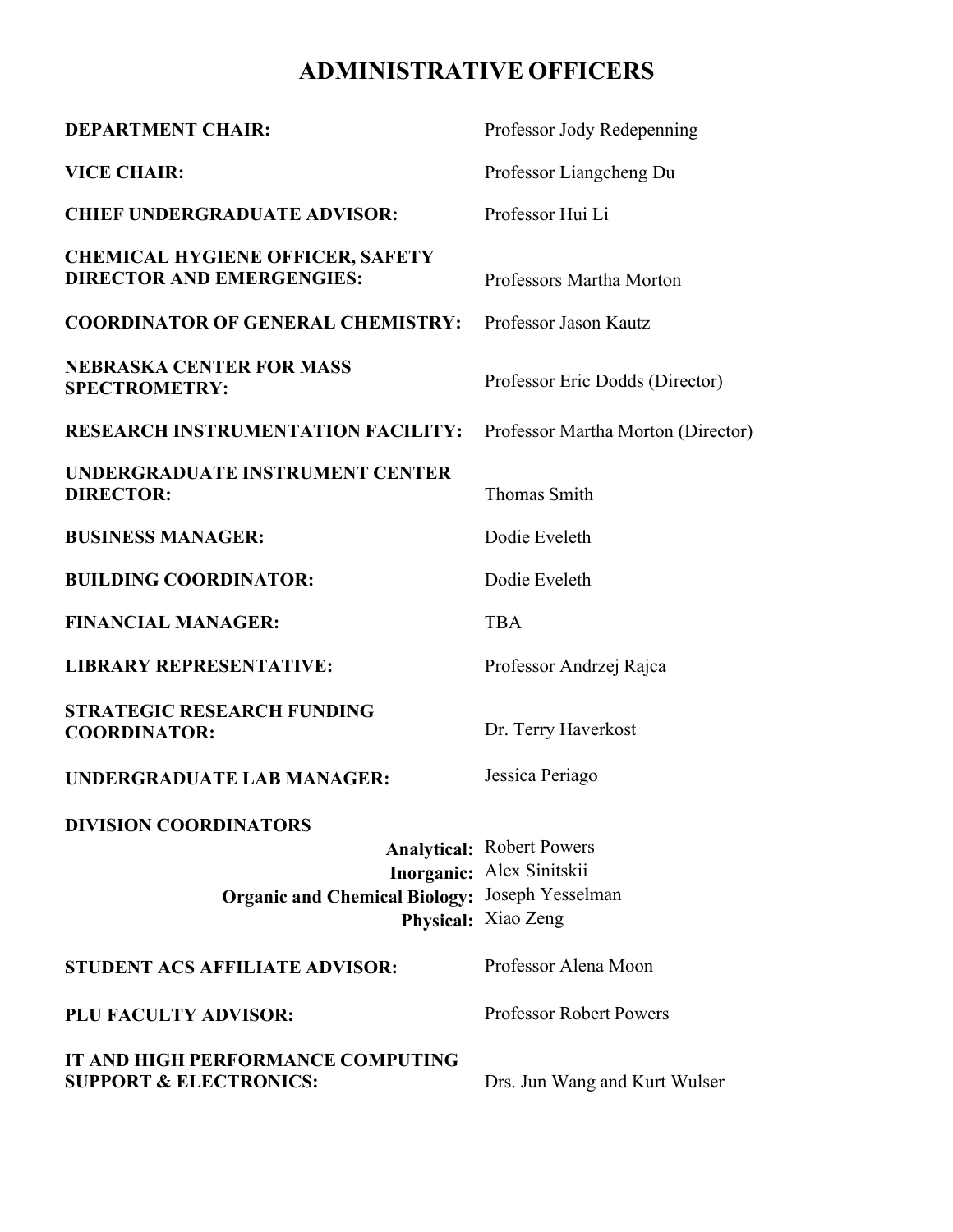# ADMINISTRATIVE OFFICERS

| | |
|---|---|
| **DEPARTMENT CHAIR:** | Professor Jody Redepenning |
| **VICE CHAIR:** | Professor Liangcheng Du |
| **CHIEF UNDERGRADUATE ADVISOR:** | Professor Hui Li |
| **CHEMICAL HYGIENE OFFICER, SAFETY DIRECTOR AND EMERGENGIES:** | Professors Martha Morton |
| **COORDINATOR OF GENERAL CHEMISTRY:** | Professor Jason Kautz |
| **NEBRASKA CENTER FOR MASS SPECTROMETRY:** | Professor Eric Dodds (Director) |
| **RESEARCH INSTRUMENTATION FACILITY:** | Professor Martha Morton (Director) |
| **UNDERGRADUATE INSTRUMENT CENTER DIRECTOR:** | Thomas Smith |
| **BUSINESS MANAGER:** | Dodie Eveleth |
| **BUILDING COORDINATOR:** | Dodie Eveleth |
| **FINANCIAL MANAGER:** | TBA |
| **LIBRARY REPRESENTATIVE:** | Professor Andrzej Rajca |
| **STRATEGIC RESEARCH FUNDING COORDINATOR:** | Dr. Terry Haverkost |
| **UNDERGRADUATE LAB MANAGER:** | Jessica Periago |
| **DIVISION COORDINATORS** | |
| **Analytical:** | Robert Powers |
| **Inorganic:** | Alex Sinitskii |
| **Organic and Chemical Biology:** | Joseph Yesselman |
| **Physical:** | Xiao Zeng |
| **STUDENT ACS AFFILIATE ADVISOR:** | Professor Alena Moon |
| **PLU FACULTY ADVISOR:** | Professor Robert Powers |
| **IT AND HIGH PERFORMANCE COMPUTING SUPPORT & ELECTRONICS:** | Drs. Jun Wang and Kurt Wulser |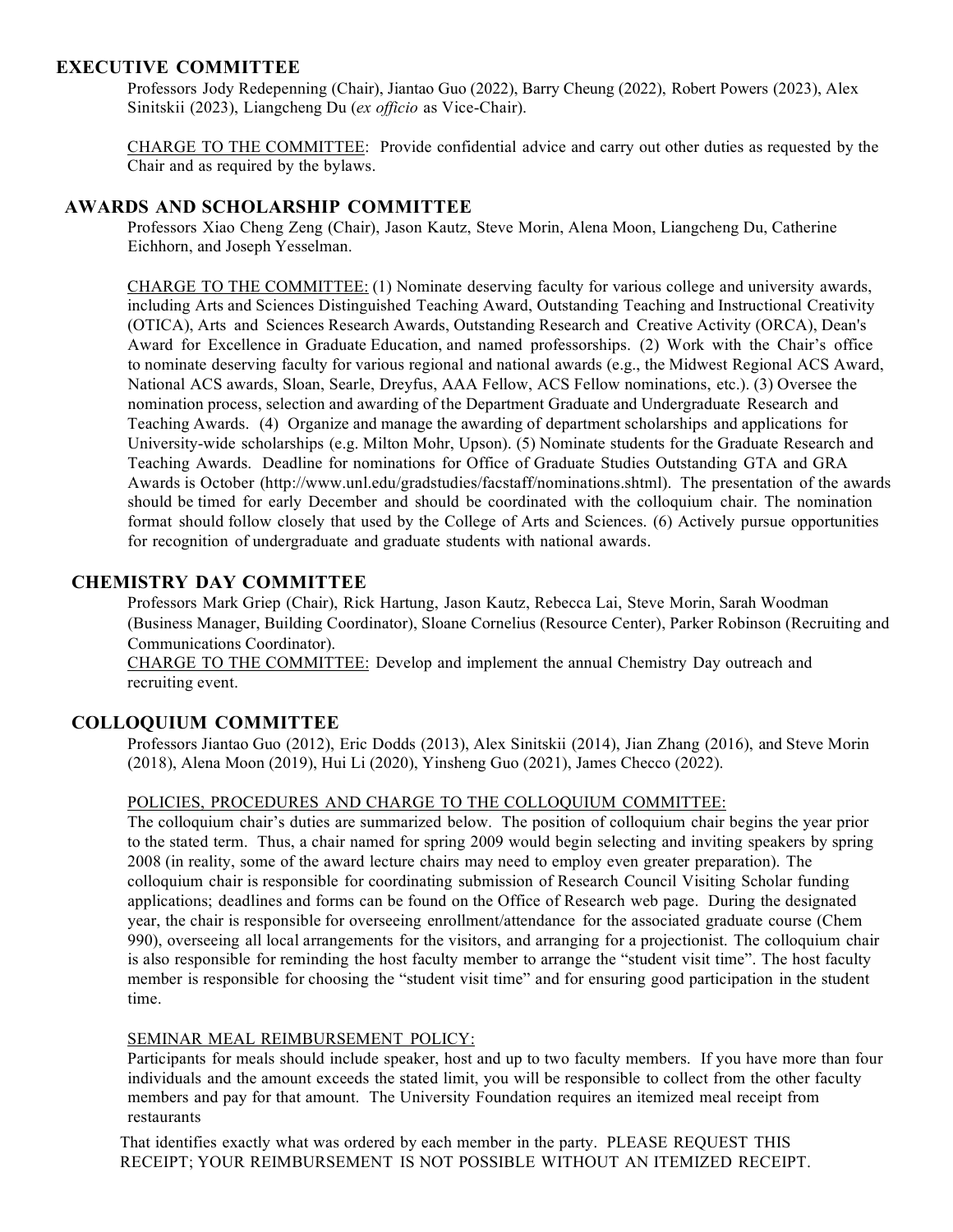## EXECUTIVE COMMITTEE

Professors Jody Redepenning (Chair), Jiantao Guo (2022), Barry Cheung (2022), Robert Powers (2023), Alex Sinitskii (2023), Liangcheng Du (*ex officio* as Vice-Chair).

CHARGE TO THE COMMITTEE: Provide confidential advice and carry out other duties as requested by the Chair and as required by the bylaws.

## AWARDS AND SCHOLARSHIP COMMITTEE

Professors Xiao Cheng Zeng (Chair), Jason Kautz, Steve Morin, Alena Moon, Liangcheng Du, Catherine Eichhorn, and Joseph Yesselman.

CHARGE TO THE COMMITTEE: (1) Nominate deserving faculty for various college and university awards, including Arts and Sciences Distinguished Teaching Award, Outstanding Teaching and Instructional Creativity (OTICA), Arts and Sciences Research Awards, Outstanding Research and Creative Activity (ORCA), Dean's Award for Excellence in Graduate Education, and named professorships. (2) Work with the Chair's office to nominate deserving faculty for various regional and national awards (e.g., the Midwest Regional ACS Award, National ACS awards, Sloan, Searle, Dreyfus, AAA Fellow, ACS Fellow nominations, etc.). (3) Oversee the nomination process, selection and awarding of the Department Graduate and Undergraduate Research and Teaching Awards. (4) Organize and manage the awarding of department scholarships and applications for University-wide scholarships (e.g. Milton Mohr, Upson). (5) Nominate students for the Graduate Research and Teaching Awards. Deadline for nominations for Office of Graduate Studies Outstanding GTA and GRA Awards is October (http://www.unl.edu/gradstudies/facstaff/nominations.shtml). The presentation of the awards should be timed for early December and should be coordinated with the colloquium chair. The nomination format should follow closely that used by the College of Arts and Sciences. (6) Actively pursue opportunities for recognition of undergraduate and graduate students with national awards.

## CHEMISTRY DAY COMMITTEE

Professors Mark Griep (Chair), Rick Hartung, Jason Kautz, Rebecca Lai, Steve Morin, Sarah Woodman (Business Manager, Building Coordinator), Sloane Cornelius (Resource Center), Parker Robinson (Recruiting and Communications Coordinator).

CHARGE TO THE COMMITTEE: Develop and implement the annual Chemistry Day outreach and recruiting event.

## COLLOQUIUM COMMITTEE

Professors Jiantao Guo (2012), Eric Dodds (2013), Alex Sinitskii (2014), Jian Zhang (2016), and Steve Morin (2018), Alena Moon (2019), Hui Li (2020), Yinsheng Guo (2021), James Checco (2022).

POLICIES, PROCEDURES AND CHARGE TO THE COLLOQUIUM COMMITTEE:

The colloquium chair's duties are summarized below. The position of colloquium chair begins the year prior to the stated term. Thus, a chair named for spring 2009 would begin selecting and inviting speakers by spring 2008 (in reality, some of the award lecture chairs may need to employ even greater preparation). The colloquium chair is responsible for coordinating submission of Research Council Visiting Scholar funding applications; deadlines and forms can be found on the Office of Research web page. During the designated year, the chair is responsible for overseeing enrollment/attendance for the associated graduate course (Chem 990), overseeing all local arrangements for the visitors, and arranging for a projectionist. The colloquium chair is also responsible for reminding the host faculty member to arrange the "student visit time". The host faculty member is responsible for choosing the "student visit time" and for ensuring good participation in the student time.

SEMINAR MEAL REIMBURSEMENT POLICY:

Participants for meals should include speaker, host and up to two faculty members. If you have more than four individuals and the amount exceeds the stated limit, you will be responsible to collect from the other faculty members and pay for that amount. The University Foundation requires an itemized meal receipt from restaurants

That identifies exactly what was ordered by each member in the party. PLEASE REQUEST THIS RECEIPT; YOUR REIMBURSEMENT IS NOT POSSIBLE WITHOUT AN ITEMIZED RECEIPT.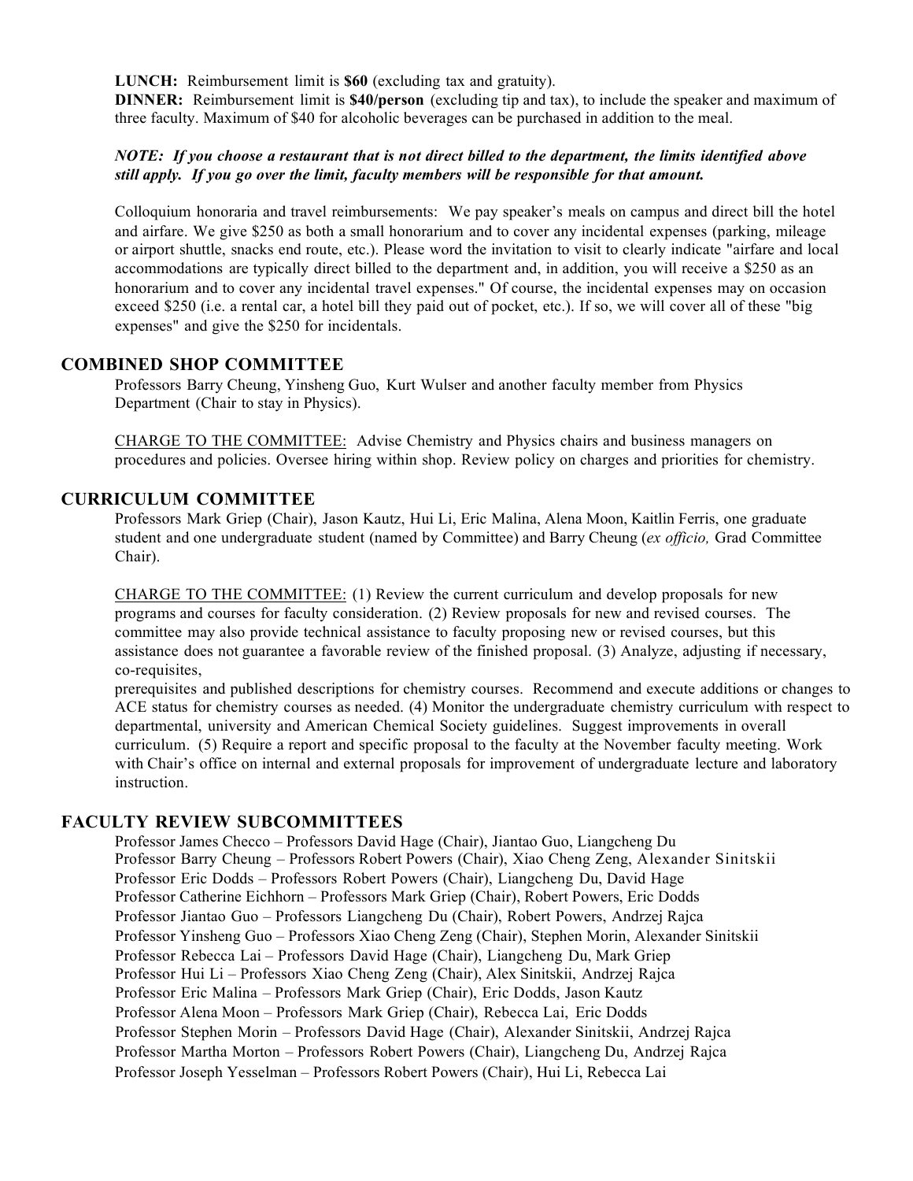**LUNCH:** Reimbursement limit is **$60** (excluding tax and gratuity).
**DINNER:** Reimbursement limit is **$40/person** (excluding tip and tax), to include the speaker and maximum of three faculty. Maximum of $40 for alcoholic beverages can be purchased in addition to the meal.

***NOTE: If you choose a restaurant that is not direct billed to the department, the limits identified above still apply. If you go over the limit, faculty members will be responsible for that amount.***

Colloquium honoraria and travel reimbursements: We pay speaker's meals on campus and direct bill the hotel and airfare. We give $250 as both a small honorarium and to cover any incidental expenses (parking, mileage or airport shuttle, snacks end route, etc.). Please word the invitation to visit to clearly indicate "airfare and local accommodations are typically direct billed to the department and, in addition, you will receive a $250 as an honorarium and to cover any incidental travel expenses." Of course, the incidental expenses may on occasion exceed $250 (i.e. a rental car, a hotel bill they paid out of pocket, etc.). If so, we will cover all of these "big expenses" and give the $250 for incidentals.

## COMBINED SHOP COMMITTEE

Professors Barry Cheung, Yinsheng Guo, Kurt Wulser and another faculty member from Physics Department (Chair to stay in Physics).

CHARGE TO THE COMMITTEE: Advise Chemistry and Physics chairs and business managers on procedures and policies. Oversee hiring within shop. Review policy on charges and priorities for chemistry.

## CURRICULUM COMMITTEE

Professors Mark Griep (Chair), Jason Kautz, Hui Li, Eric Malina, Alena Moon, Kaitlin Ferris, one graduate student and one undergraduate student (named by Committee) and Barry Cheung (*ex officio,* Grad Committee Chair).

CHARGE TO THE COMMITTEE: (1) Review the current curriculum and develop proposals for new programs and courses for faculty consideration. (2) Review proposals for new and revised courses. The committee may also provide technical assistance to faculty proposing new or revised courses, but this assistance does not guarantee a favorable review of the finished proposal. (3) Analyze, adjusting if necessary, co-requisites,
prerequisites and published descriptions for chemistry courses. Recommend and execute additions or changes to ACE status for chemistry courses as needed. (4) Monitor the undergraduate chemistry curriculum with respect to departmental, university and American Chemical Society guidelines. Suggest improvements in overall curriculum. (5) Require a report and specific proposal to the faculty at the November faculty meeting. Work with Chair's office on internal and external proposals for improvement of undergraduate lecture and laboratory instruction.

## FACULTY REVIEW SUBCOMMITTEES

Professor James Checco – Professors David Hage (Chair), Jiantao Guo, Liangcheng Du
Professor Barry Cheung – Professors Robert Powers (Chair), Xiao Cheng Zeng, Alexander Sinitskii
Professor Eric Dodds – Professors Robert Powers (Chair), Liangcheng Du, David Hage
Professor Catherine Eichhorn – Professors Mark Griep (Chair), Robert Powers, Eric Dodds
Professor Jiantao Guo – Professors Liangcheng Du (Chair), Robert Powers, Andrzej Rajca
Professor Yinsheng Guo – Professors Xiao Cheng Zeng (Chair), Stephen Morin, Alexander Sinitskii
Professor Rebecca Lai – Professors David Hage (Chair), Liangcheng Du, Mark Griep
Professor Hui Li – Professors Xiao Cheng Zeng (Chair), Alex Sinitskii, Andrzej Rajca
Professor Eric Malina – Professors Mark Griep (Chair), Eric Dodds, Jason Kautz
Professor Alena Moon – Professors Mark Griep (Chair), Rebecca Lai, Eric Dodds
Professor Stephen Morin – Professors David Hage (Chair), Alexander Sinitskii, Andrzej Rajca
Professor Martha Morton – Professors Robert Powers (Chair), Liangcheng Du, Andrzej Rajca
Professor Joseph Yesselman – Professors Robert Powers (Chair), Hui Li, Rebecca Lai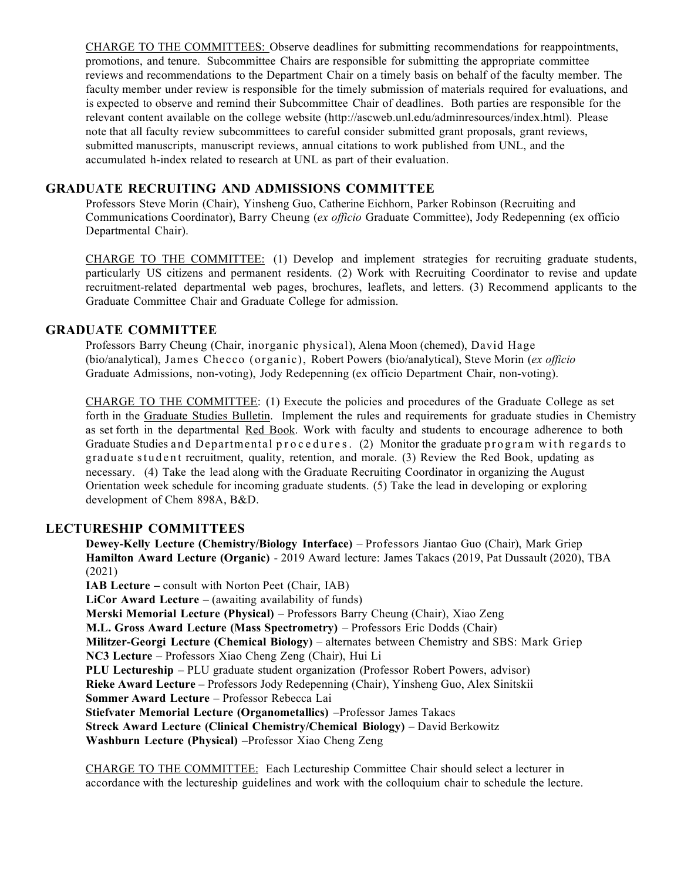CHARGE TO THE COMMITTEES: Observe deadlines for submitting recommendations for reappointments, promotions, and tenure. Subcommittee Chairs are responsible for submitting the appropriate committee reviews and recommendations to the Department Chair on a timely basis on behalf of the faculty member. The faculty member under review is responsible for the timely submission of materials required for evaluations, and is expected to observe and remind their Subcommittee Chair of deadlines. Both parties are responsible for the relevant content available on the college website (http://ascweb.unl.edu/adminresources/index.html). Please note that all faculty review subcommittees to careful consider submitted grant proposals, grant reviews, submitted manuscripts, manuscript reviews, annual citations to work published from UNL, and the accumulated h-index related to research at UNL as part of their evaluation.

## GRADUATE RECRUITING AND ADMISSIONS COMMITTEE

Professors Steve Morin (Chair), Yinsheng Guo, Catherine Eichhorn, Parker Robinson (Recruiting and Communications Coordinator), Barry Cheung (*ex officio* Graduate Committee), Jody Redepenning (ex officio Departmental Chair).

CHARGE TO THE COMMITTEE: (1) Develop and implement strategies for recruiting graduate students, particularly US citizens and permanent residents. (2) Work with Recruiting Coordinator to revise and update recruitment-related departmental web pages, brochures, leaflets, and letters. (3) Recommend applicants to the Graduate Committee Chair and Graduate College for admission.

## GRADUATE COMMITTEE

Professors Barry Cheung (Chair, inorganic physical), Alena Moon (chemed), David Hage (bio/analytical), James Checco (organic), Robert Powers (bio/analytical), Steve Morin (*ex officio* Graduate Admissions, non-voting), Jody Redepenning (ex officio Department Chair, non-voting).

CHARGE TO THE COMMITTEE: (1) Execute the policies and procedures of the Graduate College as set forth in the Graduate Studies Bulletin. Implement the rules and requirements for graduate studies in Chemistry as set forth in the departmental Red Book. Work with faculty and students to encourage adherence to both Graduate Studies and Departmental procedures. (2) Monitor the graduate program with regards to graduate student recruitment, quality, retention, and morale. (3) Review the Red Book, updating as necessary. (4) Take the lead along with the Graduate Recruiting Coordinator in organizing the August Orientation week schedule for incoming graduate students. (5) Take the lead in developing or exploring development of Chem 898A, B&D.

## LECTURESHIP COMMITTEES

**Dewey-Kelly Lecture (Chemistry/Biology Interface)** – Professors Jiantao Guo (Chair), Mark Griep
**Hamilton Award Lecture (Organic)** - 2019 Award lecture: James Takacs (2019, Pat Dussault (2020), TBA (2021)
**IAB Lecture –** consult with Norton Peet (Chair, IAB)
**LiCor Award Lecture** – (awaiting availability of funds)
**Merski Memorial Lecture (Physical)** – Professors Barry Cheung (Chair), Xiao Zeng
**M.L. Gross Award Lecture (Mass Spectrometry)** – Professors Eric Dodds (Chair)
**Militzer-Georgi Lecture (Chemical Biology)** – alternates between Chemistry and SBS: Mark Griep
**NC3 Lecture –** Professors Xiao Cheng Zeng (Chair), Hui Li
**PLU Lectureship –** PLU graduate student organization (Professor Robert Powers, advisor)
**Rieke Award Lecture –** Professors Jody Redepenning (Chair), Yinsheng Guo, Alex Sinitskii
**Sommer Award Lecture** – Professor Rebecca Lai
**Stiefvater Memorial Lecture (Organometallics)** –Professor James Takacs
**Streck Award Lecture (Clinical Chemistry/Chemical Biology)** – David Berkowitz
**Washburn Lecture (Physical)** –Professor Xiao Cheng Zeng

CHARGE TO THE COMMITTEE: Each Lectureship Committee Chair should select a lecturer in accordance with the lectureship guidelines and work with the colloquium chair to schedule the lecture.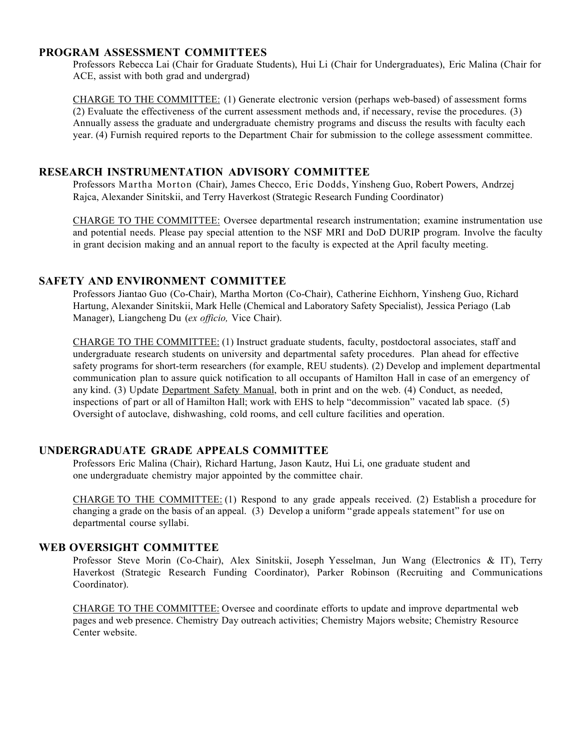## PROGRAM ASSESSMENT COMMITTEES

Professors Rebecca Lai (Chair for Graduate Students), Hui Li (Chair for Undergraduates), Eric Malina (Chair for ACE, assist with both grad and undergrad)

CHARGE TO THE COMMITTEE: (1) Generate electronic version (perhaps web-based) of assessment forms (2) Evaluate the effectiveness of the current assessment methods and, if necessary, revise the procedures. (3) Annually assess the graduate and undergraduate chemistry programs and discuss the results with faculty each year. (4) Furnish required reports to the Department Chair for submission to the college assessment committee.

## RESEARCH INSTRUMENTATION ADVISORY COMMITTEE

Professors Martha Morton (Chair), James Checco, Eric Dodds, Yinsheng Guo, Robert Powers, Andrzej Rajca, Alexander Sinitskii, and Terry Haverkost (Strategic Research Funding Coordinator)

CHARGE TO THE COMMITTEE: Oversee departmental research instrumentation; examine instrumentation use and potential needs. Please pay special attention to the NSF MRI and DoD DURIP program. Involve the faculty in grant decision making and an annual report to the faculty is expected at the April faculty meeting.

## SAFETY AND ENVIRONMENT COMMITTEE

Professors Jiantao Guo (Co-Chair), Martha Morton (Co-Chair), Catherine Eichhorn, Yinsheng Guo, Richard Hartung, Alexander Sinitskii, Mark Helle (Chemical and Laboratory Safety Specialist), Jessica Periago (Lab Manager), Liangcheng Du (*ex officio,* Vice Chair).

CHARGE TO THE COMMITTEE: (1) Instruct graduate students, faculty, postdoctoral associates, staff and undergraduate research students on university and departmental safety procedures. Plan ahead for effective safety programs for short-term researchers (for example, REU students). (2) Develop and implement departmental communication plan to assure quick notification to all occupants of Hamilton Hall in case of an emergency of any kind. (3) Update Department Safety Manual, both in print and on the web. (4) Conduct, as needed, inspections of part or all of Hamilton Hall; work with EHS to help "decommission" vacated lab space. (5) Oversight of autoclave, dishwashing, cold rooms, and cell culture facilities and operation.

## UNDERGRADUATE GRADE APPEALS COMMITTEE

Professors Eric Malina (Chair), Richard Hartung, Jason Kautz, Hui Li, one graduate student and one undergraduate chemistry major appointed by the committee chair.

CHARGE TO THE COMMITTEE: (1) Respond to any grade appeals received. (2) Establish a procedure for changing a grade on the basis of an appeal. (3) Develop a uniform "grade appeals statement" for use on departmental course syllabi.

## WEB OVERSIGHT COMMITTEE

Professor Steve Morin (Co-Chair), Alex Sinitskii, Joseph Yesselman, Jun Wang (Electronics & IT), Terry Haverkost (Strategic Research Funding Coordinator), Parker Robinson (Recruiting and Communications Coordinator).

CHARGE TO THE COMMITTEE: Oversee and coordinate efforts to update and improve departmental web pages and web presence. Chemistry Day outreach activities; Chemistry Majors website; Chemistry Resource Center website.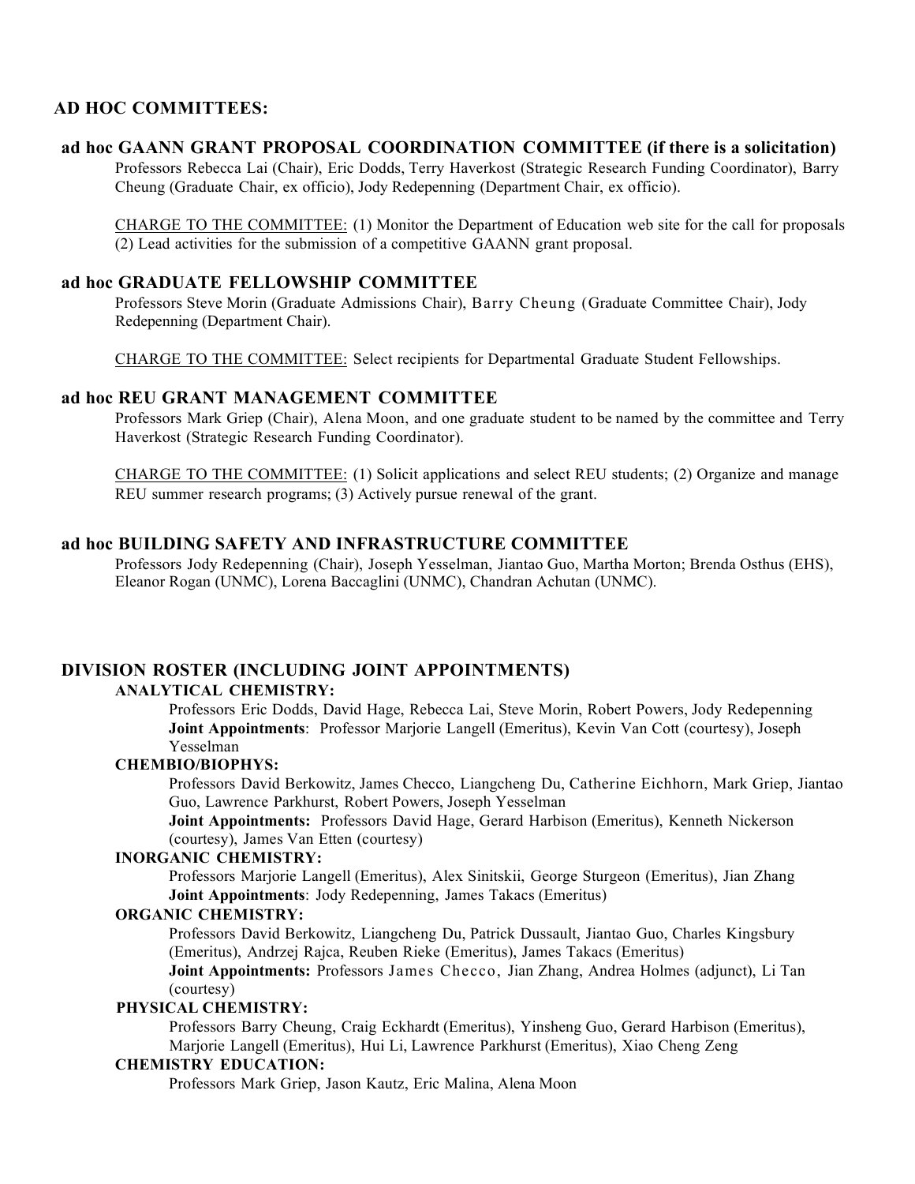## AD HOC COMMITTEES:

### ad hoc GAANN GRANT PROPOSAL COORDINATION COMMITTEE (if there is a solicitation)

Professors Rebecca Lai (Chair), Eric Dodds, Terry Haverkost (Strategic Research Funding Coordinator), Barry Cheung (Graduate Chair, ex officio), Jody Redepenning (Department Chair, ex officio).

CHARGE TO THE COMMITTEE: (1) Monitor the Department of Education web site for the call for proposals (2) Lead activities for the submission of a competitive GAANN grant proposal.

### ad hoc GRADUATE FELLOWSHIP COMMITTEE

Professors Steve Morin (Graduate Admissions Chair), Barry Cheung (Graduate Committee Chair), Jody Redepenning (Department Chair).

CHARGE TO THE COMMITTEE: Select recipients for Departmental Graduate Student Fellowships.

### ad hoc REU GRANT MANAGEMENT COMMITTEE

Professors Mark Griep (Chair), Alena Moon, and one graduate student to be named by the committee and Terry Haverkost (Strategic Research Funding Coordinator).

CHARGE TO THE COMMITTEE: (1) Solicit applications and select REU students; (2) Organize and manage REU summer research programs; (3) Actively pursue renewal of the grant.

### ad hoc BUILDING SAFETY AND INFRASTRUCTURE COMMITTEE

Professors Jody Redepenning (Chair), Joseph Yesselman, Jiantao Guo, Martha Morton; Brenda Osthus (EHS), Eleanor Rogan (UNMC), Lorena Baccaglini (UNMC), Chandran Achutan (UNMC).

## DIVISION ROSTER (INCLUDING JOINT APPOINTMENTS)

**ANALYTICAL CHEMISTRY:**

Professors Eric Dodds, David Hage, Rebecca Lai, Steve Morin, Robert Powers, Jody Redepenning
**Joint Appointments**: Professor Marjorie Langell (Emeritus), Kevin Van Cott (courtesy), Joseph Yesselman

**CHEMBIO/BIOPHYS:**

Professors David Berkowitz, James Checco, Liangcheng Du, Catherine Eichhorn, Mark Griep, Jiantao Guo, Lawrence Parkhurst, Robert Powers, Joseph Yesselman
**Joint Appointments:** Professors David Hage, Gerard Harbison (Emeritus), Kenneth Nickerson (courtesy), James Van Etten (courtesy)

**INORGANIC CHEMISTRY:**

Professors Marjorie Langell (Emeritus), Alex Sinitskii, George Sturgeon (Emeritus), Jian Zhang
**Joint Appointments**: Jody Redepenning, James Takacs (Emeritus)

**ORGANIC CHEMISTRY:**

Professors David Berkowitz, Liangcheng Du, Patrick Dussault, Jiantao Guo, Charles Kingsbury (Emeritus), Andrzej Rajca, Reuben Rieke (Emeritus), James Takacs (Emeritus)
**Joint Appointments:** Professors James Checco, Jian Zhang, Andrea Holmes (adjunct), Li Tan (courtesy)

**PHYSICAL CHEMISTRY:**

Professors Barry Cheung, Craig Eckhardt (Emeritus), Yinsheng Guo, Gerard Harbison (Emeritus), Marjorie Langell (Emeritus), Hui Li, Lawrence Parkhurst (Emeritus), Xiao Cheng Zeng

**CHEMISTRY EDUCATION:**

Professors Mark Griep, Jason Kautz, Eric Malina, Alena Moon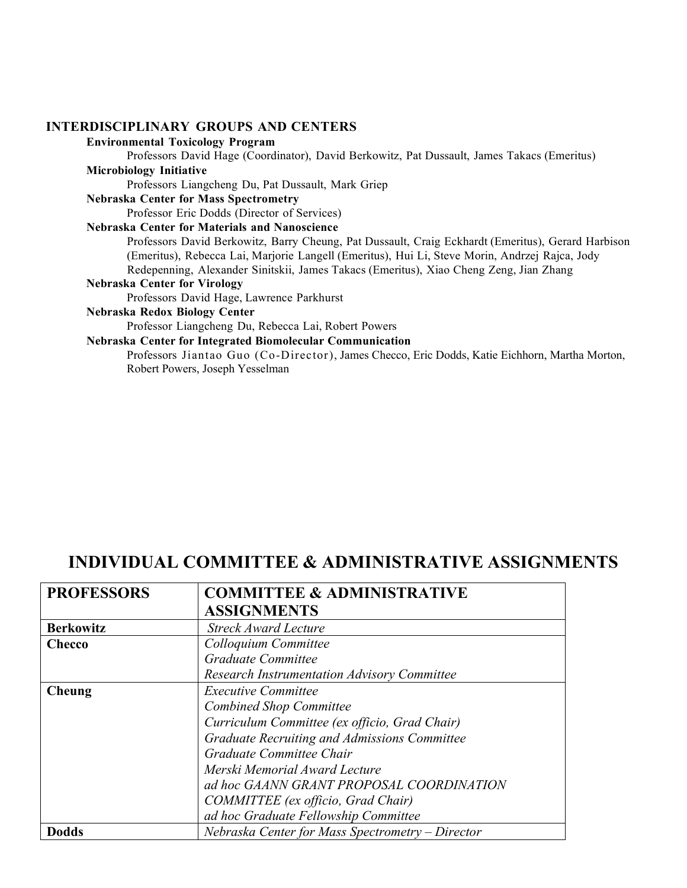## INTERDISCIPLINARY GROUPS AND CENTERS

**Environmental Toxicology Program**

Professors David Hage (Coordinator), David Berkowitz, Pat Dussault, James Takacs (Emeritus)

**Microbiology Initiative**

Professors Liangcheng Du, Pat Dussault, Mark Griep

**Nebraska Center for Mass Spectrometry**

Professor Eric Dodds (Director of Services)

**Nebraska Center for Materials and Nanoscience**

Professors David Berkowitz, Barry Cheung, Pat Dussault, Craig Eckhardt (Emeritus), Gerard Harbison (Emeritus), Rebecca Lai, Marjorie Langell (Emeritus), Hui Li, Steve Morin, Andrzej Rajca, Jody Redepenning, Alexander Sinitskii, James Takacs (Emeritus), Xiao Cheng Zeng, Jian Zhang

**Nebraska Center for Virology**

Professors David Hage, Lawrence Parkhurst

**Nebraska Redox Biology Center**

Professor Liangcheng Du, Rebecca Lai, Robert Powers

**Nebraska Center for Integrated Biomolecular Communication**

Professors Jiantao Guo (Co-Director), James Checco, Eric Dodds, Katie Eichhorn, Martha Morton, Robert Powers, Joseph Yesselman

# INDIVIDUAL COMMITTEE & ADMINISTRATIVE ASSIGNMENTS

| PROFESSORS | COMMITTEE & ADMINISTRATIVE ASSIGNMENTS |
|---|---|
| **Berkowitz** | *Streck Award Lecture* |
| **Checco** | *Colloquium Committee*<br>*Graduate Committee*<br>*Research Instrumentation Advisory Committee* |
| **Cheung** | *Executive Committee*<br>*Combined Shop Committee*<br>*Curriculum Committee (ex officio, Grad Chair)*<br>*Graduate Recruiting and Admissions Committee*<br>*Graduate Committee Chair*<br>*Merski Memorial Award Lecture*<br>*ad hoc GAANN GRANT PROPOSAL COORDINATION COMMITTEE (ex officio, Grad Chair)*<br>*ad hoc Graduate Fellowship Committee* |
| **Dodds** | *Nebraska Center for Mass Spectrometry – Director* |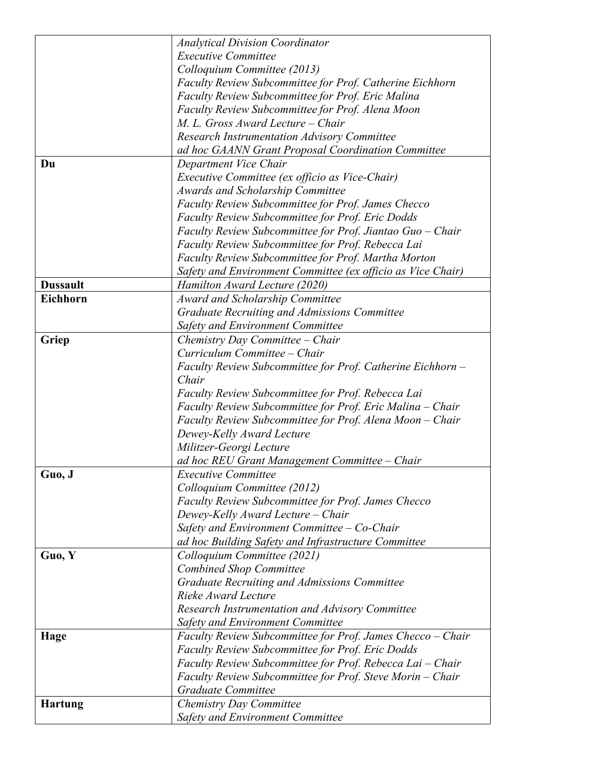| | |
|---|---|
| | *Analytical Division Coordinator*<br>*Executive Committee*<br>*Colloquium Committee (2013)*<br>*Faculty Review Subcommittee for Prof. Catherine Eichhorn*<br>*Faculty Review Subcommittee for Prof. Eric Malina*<br>*Faculty Review Subcommittee for Prof. Alena Moon*<br>*M. L. Gross Award Lecture – Chair*<br>*Research Instrumentation Advisory Committee*<br>*ad hoc GAANN Grant Proposal Coordination Committee* |
| **Du** | *Department Vice Chair*<br>*Executive Committee (ex officio as Vice-Chair)*<br>*Awards and Scholarship Committee*<br>*Faculty Review Subcommittee for Prof. James Checco*<br>*Faculty Review Subcommittee for Prof. Eric Dodds*<br>*Faculty Review Subcommittee for Prof. Jiantao Guo – Chair*<br>*Faculty Review Subcommittee for Prof. Rebecca Lai*<br>*Faculty Review Subcommittee for Prof. Martha Morton*<br>*Safety and Environment Committee (ex officio as Vice Chair)* |
| **Dussault** | *Hamilton Award Lecture (2020)* |
| **Eichhorn** | *Award and Scholarship Committee*<br>*Graduate Recruiting and Admissions Committee*<br>*Safety and Environment Committee* |
| **Griep** | *Chemistry Day Committee – Chair*<br>*Curriculum Committee – Chair*<br>*Faculty Review Subcommittee for Prof. Catherine Eichhorn – Chair*<br>*Faculty Review Subcommittee for Prof. Rebecca Lai*<br>*Faculty Review Subcommittee for Prof. Eric Malina – Chair*<br>*Faculty Review Subcommittee for Prof. Alena Moon – Chair*<br>*Dewey-Kelly Award Lecture*<br>*Militzer-Georgi Lecture*<br>*ad hoc REU Grant Management Committee – Chair* |
| **Guo, J** | *Executive Committee*<br>*Colloquium Committee (2012)*<br>*Faculty Review Subcommittee for Prof. James Checco*<br>*Dewey-Kelly Award Lecture – Chair*<br>*Safety and Environment Committee – Co-Chair*<br>*ad hoc Building Safety and Infrastructure Committee* |
| **Guo, Y** | *Colloquium Committee (2021)*<br>*Combined Shop Committee*<br>*Graduate Recruiting and Admissions Committee*<br>*Rieke Award Lecture*<br>*Research Instrumentation and Advisory Committee*<br>*Safety and Environment Committee* |
| **Hage** | *Faculty Review Subcommittee for Prof. James Checco – Chair*<br>*Faculty Review Subcommittee for Prof. Eric Dodds*<br>*Faculty Review Subcommittee for Prof. Rebecca Lai – Chair*<br>*Faculty Review Subcommittee for Prof. Steve Morin – Chair*<br>*Graduate Committee* |
| **Hartung** | *Chemistry Day Committee*<br>*Safety and Environment Committee* |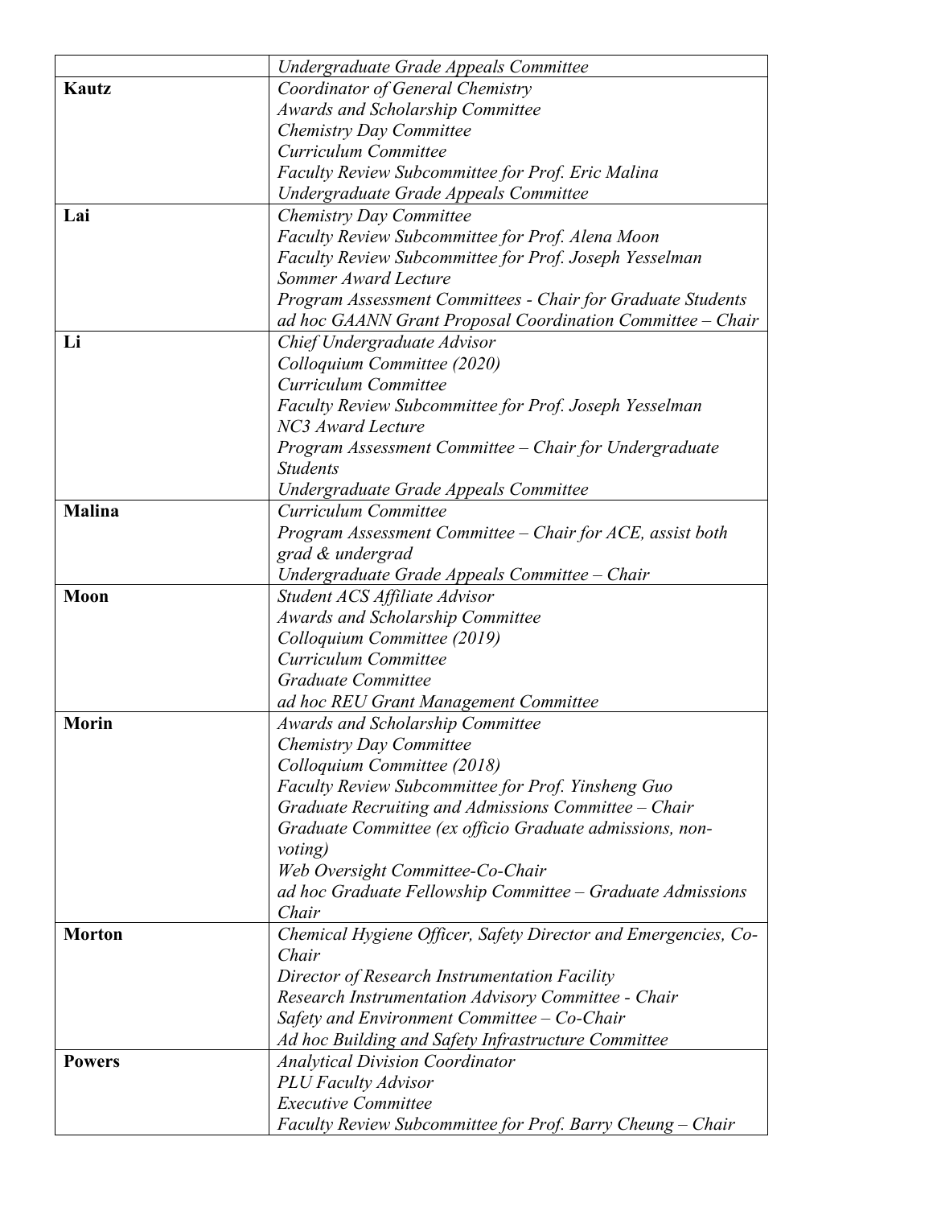| | |
|---|---|
| | *Undergraduate Grade Appeals Committee* |
| **Kautz** | *Coordinator of General Chemistry*<br>*Awards and Scholarship Committee*<br>*Chemistry Day Committee*<br>*Curriculum Committee*<br>*Faculty Review Subcommittee for Prof. Eric Malina*<br>*Undergraduate Grade Appeals Committee* |
| **Lai** | *Chemistry Day Committee*<br>*Faculty Review Subcommittee for Prof. Alena Moon*<br>*Faculty Review Subcommittee for Prof. Joseph Yesselman*<br>*Sommer Award Lecture*<br>*Program Assessment Committees - Chair for Graduate Students*<br>*ad hoc GAANN Grant Proposal Coordination Committee – Chair* |
| **Li** | *Chief Undergraduate Advisor*<br>*Colloquium Committee (2020)*<br>*Curriculum Committee*<br>*Faculty Review Subcommittee for Prof. Joseph Yesselman*<br>*NC3 Award Lecture*<br>*Program Assessment Committee – Chair for Undergraduate Students*<br>*Undergraduate Grade Appeals Committee* |
| **Malina** | *Curriculum Committee*<br>*Program Assessment Committee – Chair for ACE, assist both grad & undergrad*<br>*Undergraduate Grade Appeals Committee – Chair* |
| **Moon** | *Student ACS Affiliate Advisor*<br>*Awards and Scholarship Committee*<br>*Colloquium Committee (2019)*<br>*Curriculum Committee*<br>*Graduate Committee*<br>*ad hoc REU Grant Management Committee* |
| **Morin** | *Awards and Scholarship Committee*<br>*Chemistry Day Committee*<br>*Colloquium Committee (2018)*<br>*Faculty Review Subcommittee for Prof. Yinsheng Guo*<br>*Graduate Recruiting and Admissions Committee – Chair*<br>*Graduate Committee (ex officio Graduate admissions, non-voting)*<br>*Web Oversight Committee-Co-Chair*<br>*ad hoc Graduate Fellowship Committee – Graduate Admissions Chair* |
| **Morton** | *Chemical Hygiene Officer, Safety Director and Emergencies, Co-Chair*<br>*Director of Research Instrumentation Facility*<br>*Research Instrumentation Advisory Committee - Chair*<br>*Safety and Environment Committee – Co-Chair*<br>*Ad hoc Building and Safety Infrastructure Committee* |
| **Powers** | *Analytical Division Coordinator*<br>*PLU Faculty Advisor*<br>*Executive Committee*<br>*Faculty Review Subcommittee for Prof. Barry Cheung – Chair* |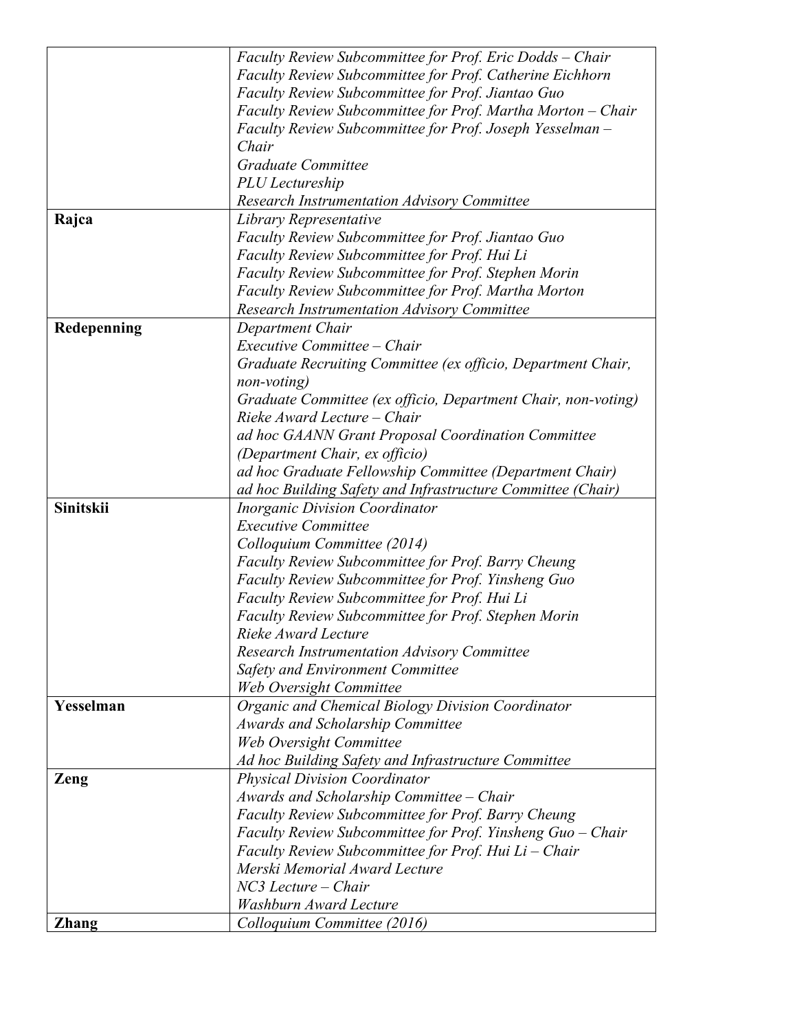| | |
|---|---|
| | *Faculty Review Subcommittee for Prof. Eric Dodds – Chair*<br>*Faculty Review Subcommittee for Prof. Catherine Eichhorn*<br>*Faculty Review Subcommittee for Prof. Jiantao Guo*<br>*Faculty Review Subcommittee for Prof. Martha Morton – Chair*<br>*Faculty Review Subcommittee for Prof. Joseph Yesselman – Chair*<br>*Graduate Committee*<br>*PLU Lectureship*<br>*Research Instrumentation Advisory Committee* |
| **Rajca** | *Library Representative*<br>*Faculty Review Subcommittee for Prof. Jiantao Guo*<br>*Faculty Review Subcommittee for Prof. Hui Li*<br>*Faculty Review Subcommittee for Prof. Stephen Morin*<br>*Faculty Review Subcommittee for Prof. Martha Morton*<br>*Research Instrumentation Advisory Committee* |
| **Redepenning** | *Department Chair*<br>*Executive Committee – Chair*<br>*Graduate Recruiting Committee (ex officio, Department Chair, non-voting)*<br>*Graduate Committee (ex officio, Department Chair, non-voting)*<br>*Rieke Award Lecture – Chair*<br>*ad hoc GAANN Grant Proposal Coordination Committee (Department Chair, ex officio)*<br>*ad hoc Graduate Fellowship Committee (Department Chair)*<br>*ad hoc Building Safety and Infrastructure Committee (Chair)* |
| **Sinitskii** | *Inorganic Division Coordinator*<br>*Executive Committee*<br>*Colloquium Committee (2014)*<br>*Faculty Review Subcommittee for Prof. Barry Cheung*<br>*Faculty Review Subcommittee for Prof. Yinsheng Guo*<br>*Faculty Review Subcommittee for Prof. Hui Li*<br>*Faculty Review Subcommittee for Prof. Stephen Morin*<br>*Rieke Award Lecture*<br>*Research Instrumentation Advisory Committee*<br>*Safety and Environment Committee*<br>*Web Oversight Committee* |
| **Yesselman** | *Organic and Chemical Biology Division Coordinator*<br>*Awards and Scholarship Committee*<br>*Web Oversight Committee*<br>*Ad hoc Building Safety and Infrastructure Committee* |
| **Zeng** | *Physical Division Coordinator*<br>*Awards and Scholarship Committee – Chair*<br>*Faculty Review Subcommittee for Prof. Barry Cheung*<br>*Faculty Review Subcommittee for Prof. Yinsheng Guo – Chair*<br>*Faculty Review Subcommittee for Prof. Hui Li – Chair*<br>*Merski Memorial Award Lecture*<br>*NC3 Lecture – Chair*<br>*Washburn Award Lecture* |
| **Zhang** | *Colloquium Committee (2016)* |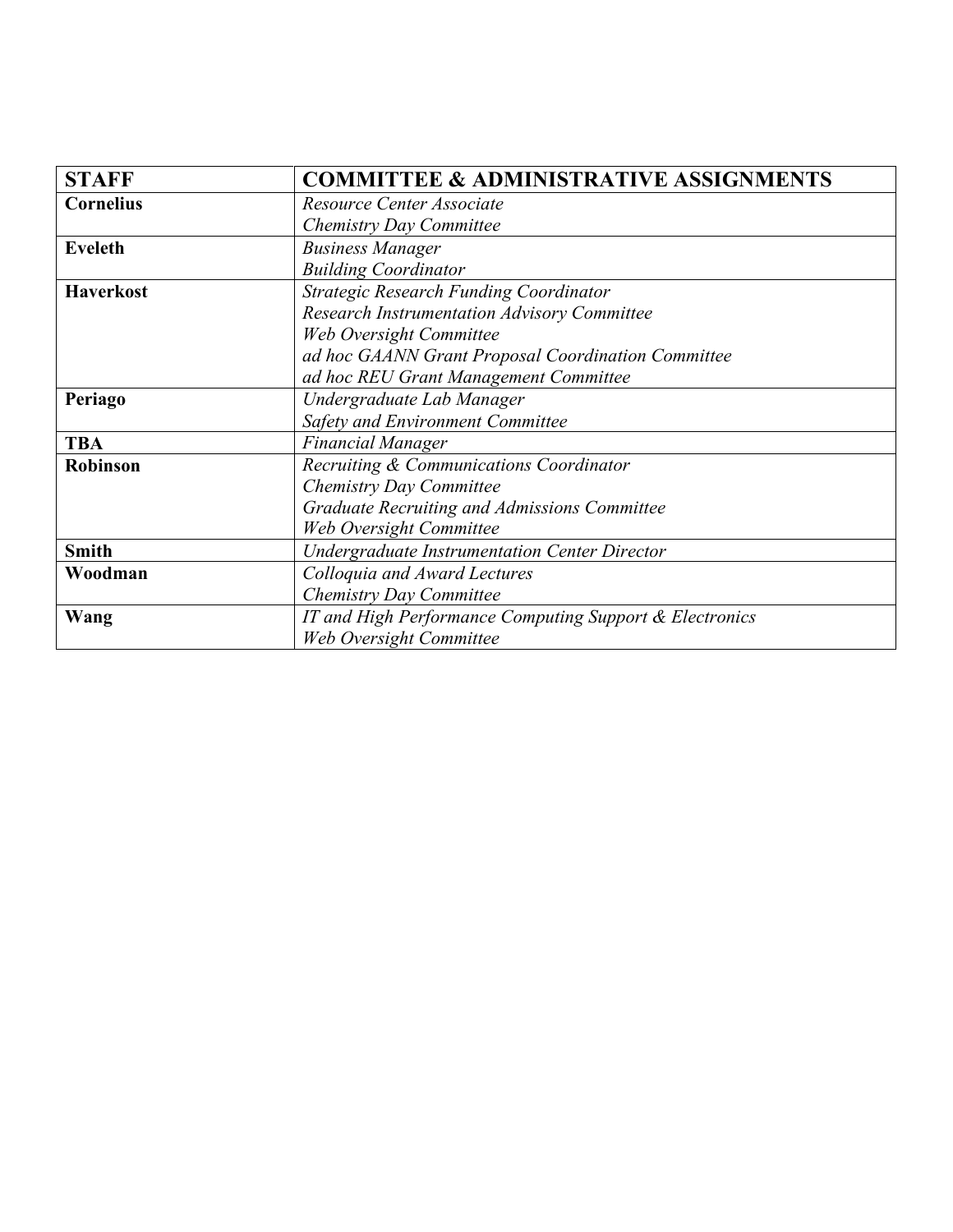| **STAFF** | **COMMITTEE & ADMINISTRATIVE ASSIGNMENTS** |
|---|---|
| **Cornelius** | *Resource Center Associate*<br>*Chemistry Day Committee* |
| **Eveleth** | *Business Manager*<br>*Building Coordinator* |
| **Haverkost** | *Strategic Research Funding Coordinator*<br>*Research Instrumentation Advisory Committee*<br>*Web Oversight Committee*<br>*ad hoc GAANN Grant Proposal Coordination Committee*<br>*ad hoc REU Grant Management Committee* |
| **Periago** | *Undergraduate Lab Manager*<br>*Safety and Environment Committee* |
| **TBA** | *Financial Manager* |
| **Robinson** | *Recruiting & Communications Coordinator*<br>*Chemistry Day Committee*<br>*Graduate Recruiting and Admissions Committee*<br>*Web Oversight Committee* |
| **Smith** | *Undergraduate Instrumentation Center Director* |
| **Woodman** | *Colloquia and Award Lectures*<br>*Chemistry Day Committee* |
| **Wang** | *IT and High Performance Computing Support & Electronics*<br>*Web Oversight Committee* |